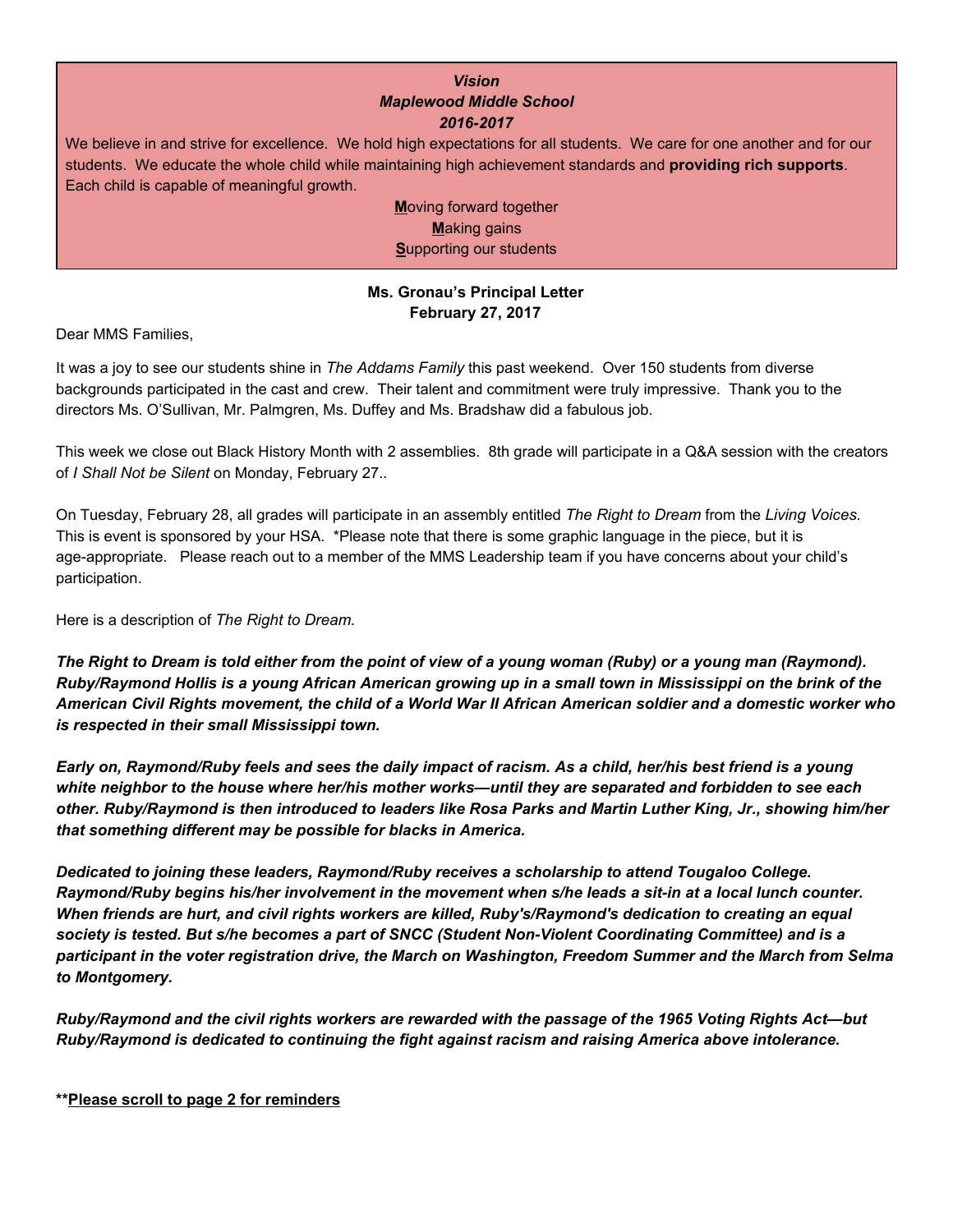***Vision***
***Maplewood Middle School***
***2016-2017***

We believe in and strive for excellence. We hold high expectations for all students. We care for one another and for our students. We educate the whole child while maintaining high achievement standards and **providing rich supports**. Each child is capable of meaningful growth.

**M**oving forward together
**M**aking gains
**S**upporting our students

**Ms. Gronau's Principal Letter**
**February 27, 2017**

Dear MMS Families,

It was a joy to see our students shine in *The Addams Family* this past weekend. Over 150 students from diverse backgrounds participated in the cast and crew. Their talent and commitment were truly impressive. Thank you to the directors Ms. O'Sullivan, Mr. Palmgren, Ms. Duffey and Ms. Bradshaw did a fabulous job.

This week we close out Black History Month with 2 assemblies. 8th grade will participate in a Q&A session with the creators of *I Shall Not be Silent* on Monday, February 27..

On Tuesday, February 28, all grades will participate in an assembly entitled *The Right to Dream* from the *Living Voices.* This is event is sponsored by your HSA. *Please note that there is some graphic language in the piece, but it is age-appropriate. Please reach out to a member of the MMS Leadership team if you have concerns about your child's participation.

Here is a description of *The Right to Dream.*

***The Right to Dream is told either from the point of view of a young woman (Ruby) or a young man (Raymond). Ruby/Raymond Hollis is a young African American growing up in a small town in Mississippi on the brink of the American Civil Rights movement, the child of a World War II African American soldier and a domestic worker who is respected in their small Mississippi town.***

***Early on, Raymond/Ruby feels and sees the daily impact of racism. As a child, her/his best friend is a young white neighbor to the house where her/his mother works—until they are separated and forbidden to see each other. Ruby/Raymond is then introduced to leaders like Rosa Parks and Martin Luther King, Jr., showing him/her that something different may be possible for blacks in America.***

***Dedicated to joining these leaders, Raymond/Ruby receives a scholarship to attend Tougaloo College. Raymond/Ruby begins his/her involvement in the movement when s/he leads a sit-in at a local lunch counter. When friends are hurt, and civil rights workers are killed, Ruby's/Raymond's dedication to creating an equal society is tested. But s/he becomes a part of SNCC (Student Non-Violent Coordinating Committee) and is a participant in the voter registration drive, the March on Washington, Freedom Summer and the March from Selma to Montgomery.***

***Ruby/Raymond and the civil rights workers are rewarded with the passage of the 1965 Voting Rights Act—but Ruby/Raymond is dedicated to continuing the fight against racism and raising America above intolerance.***

****<u>Please scroll to page 2 for reminders</u>**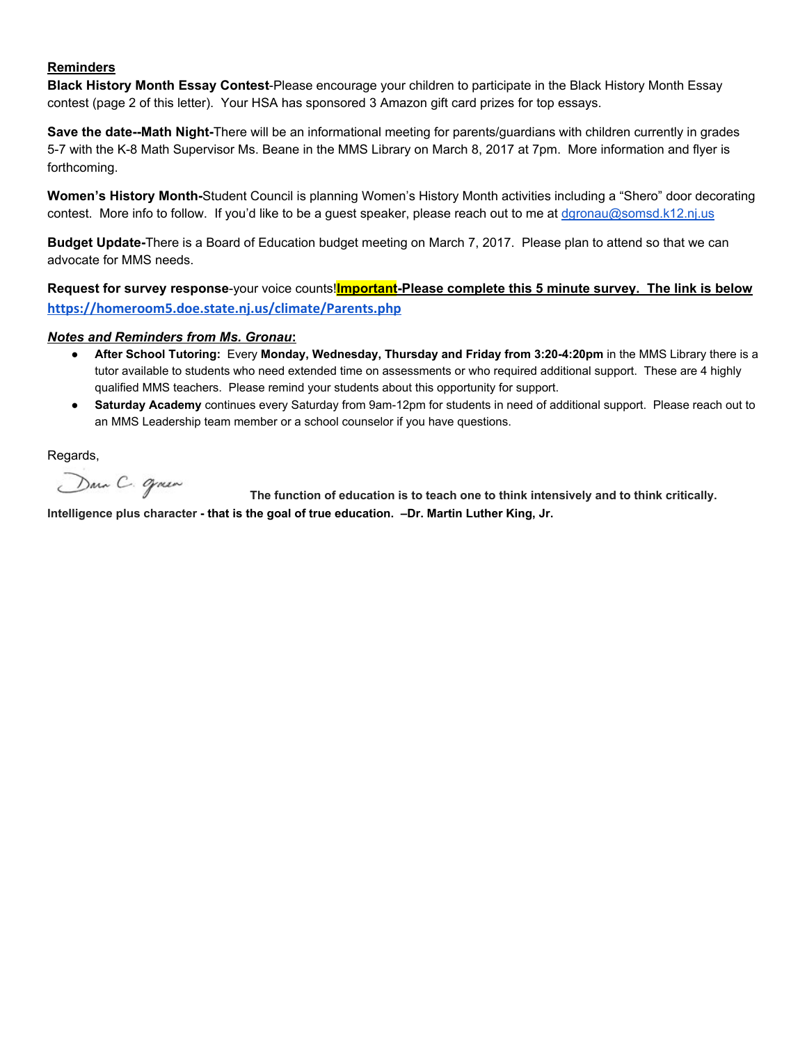**Reminders**

**Black History Month Essay Contest**-Please encourage your children to participate in the Black History Month Essay contest (page 2 of this letter). Your HSA has sponsored 3 Amazon gift card prizes for top essays.

**Save the date--Math Night-**There will be an informational meeting for parents/guardians with children currently in grades 5-7 with the K-8 Math Supervisor Ms. Beane in the MMS Library on March 8, 2017 at 7pm. More information and flyer is forthcoming.

**Women's History Month-**Student Council is planning Women's History Month activities including a "Shero" door decorating contest. More info to follow. If you'd like to be a guest speaker, please reach out to me at dgronau@somsd.k12.nj.us

**Budget Update-**There is a Board of Education budget meeting on March 7, 2017. Please plan to attend so that we can advocate for MMS needs.

**Request for survey response**-your voice counts!**Important-Please complete this 5 minute survey. The link is below**
**https://homeroom5.doe.state.nj.us/climate/Parents.php**

***Notes and Reminders from Ms. Gronau*:**

- **After School Tutoring:** Every **Monday, Wednesday, Thursday and Friday from 3:20-4:20pm** in the MMS Library there is a tutor available to students who need extended time on assessments or who required additional support. These are 4 highly qualified MMS teachers. Please remind your students about this opportunity for support.
- **Saturday Academy** continues every Saturday from 9am-12pm for students in need of additional support. Please reach out to an MMS Leadership team member or a school counselor if you have questions.

Regards,

Dana C. Gronau

**The function of education is to teach one to think intensively and to think critically. Intelligence plus character - that is the goal of true education. –Dr. Martin Luther King, Jr.**